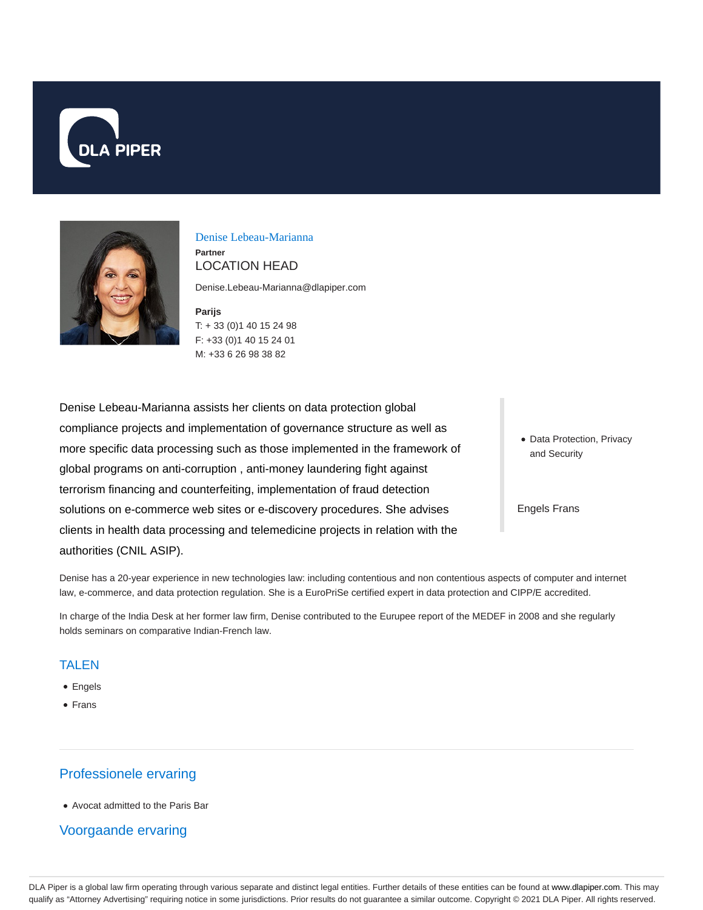DLA PIPER

# Denise Lebeau-Marianna

**Partner**

LOCATION HEAD

Denise.Lebeau-Marianna@dlapiper.com

**Parijs**

T: + 33 (0)1 40 15 24 98

F: +33 (0)1 40 15 24 01

M: +33 6 26 98 38 82

Denise Lebeau-Marianna assists her clients on data protection global compliance projects and implementation of governance structure as well as more specific data processing such as those implemented in the framework of global programs on anti-corruption , anti-money laundering fight against terrorism financing and counterfeiting, implementation of fraud detection solutions on e-commerce web sites or e-discovery procedures. She advises clients in health data processing and telemedicine projects in relation with the authorities (CNIL ASIP).

- Data Protection, Privacy and Security

Engels Frans

Denise has a 20-year experience in new technologies law: including contentious and non contentious aspects of computer and internet law, e-commerce, and data protection regulation. She is a EuroPriSe certified expert in data protection and CIPP/E accredited.

In charge of the India Desk at her former law firm, Denise contributed to the Eurupee report of the MEDEF in 2008 and she regularly holds seminars on comparative Indian-French law.

## TALEN

- Engels
- Frans

## Professionele ervaring

- Avocat admitted to the Paris Bar

## Voorgaande ervaring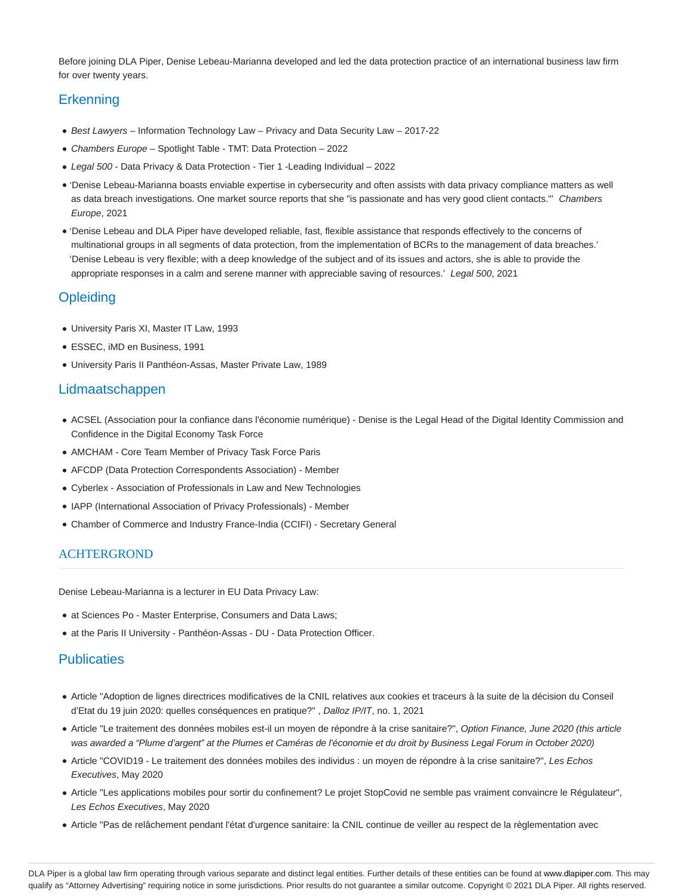Before joining DLA Piper, Denise Lebeau-Marianna developed and led the data protection practice of an international business law firm for over twenty years.

## Erkenning

- *Best Lawyers* – Information Technology Law – Privacy and Data Security Law – 2017-22
- *Chambers Europe* – Spotlight Table - TMT: Data Protection – 2022
- *Legal 500* - Data Privacy & Data Protection - Tier 1 -Leading Individual – 2022
- 'Denise Lebeau-Marianna boasts enviable expertise in cybersecurity and often assists with data privacy compliance matters as well as data breach investigations. One market source reports that she "is passionate and has very good client contacts."' *Chambers Europe*, 2021
- 'Denise Lebeau and DLA Piper have developed reliable, fast, flexible assistance that responds effectively to the concerns of multinational groups in all segments of data protection, from the implementation of BCRs to the management of data breaches.' 'Denise Lebeau is very flexible; with a deep knowledge of the subject and of its issues and actors, she is able to provide the appropriate responses in a calm and serene manner with appreciable saving of resources.' *Legal 500*, 2021

## Opleiding

- University Paris XI, Master IT Law, 1993
- ESSEC, iMD en Business, 1991
- University Paris II Panthéon-Assas, Master Private Law, 1989

## Lidmaatschappen

- ACSEL (Association pour la confiance dans l'économie numérique) - Denise is the Legal Head of the Digital Identity Commission and Confidence in the Digital Economy Task Force
- AMCHAM - Core Team Member of Privacy Task Force Paris
- AFCDP (Data Protection Correspondents Association) - Member
- Cyberlex - Association of Professionals in Law and New Technologies
- IAPP (International Association of Privacy Professionals) - Member
- Chamber of Commerce and Industry France-India (CCIFI) - Secretary General

## ACHTERGROND

Denise Lebeau-Marianna is a lecturer in EU Data Privacy Law:

- at Sciences Po - Master Enterprise, Consumers and Data Laws;
- at the Paris II University - Panthéon-Assas - DU - Data Protection Officer.

## Publicaties

- Article "Adoption de lignes directrices modificatives de la CNIL relatives aux cookies et traceurs à la suite de la décision du Conseil d'Etat du 19 juin 2020: quelles conséquences en pratique?" , *Dalloz IP/IT*, no. 1, 2021
- Article "Le traitement des données mobiles est-il un moyen de répondre à la crise sanitaire?", *Option Finance, June 2020 (this article was awarded a "Plume d'argent" at the Plumes et Caméras de l'économie et du droit by Business Legal Forum in October 2020)*
- Article "COVID19 - Le traitement des données mobiles des individus : un moyen de répondre à la crise sanitaire?", *Les Echos Executives*, May 2020
- Article "Les applications mobiles pour sortir du confinement? Le projet StopCovid ne semble pas vraiment convaincre le Régulateur", *Les Echos Executives*, May 2020
- Article "Pas de relâchement pendant l'état d'urgence sanitaire: la CNIL continue de veiller au respect de la règlementation avec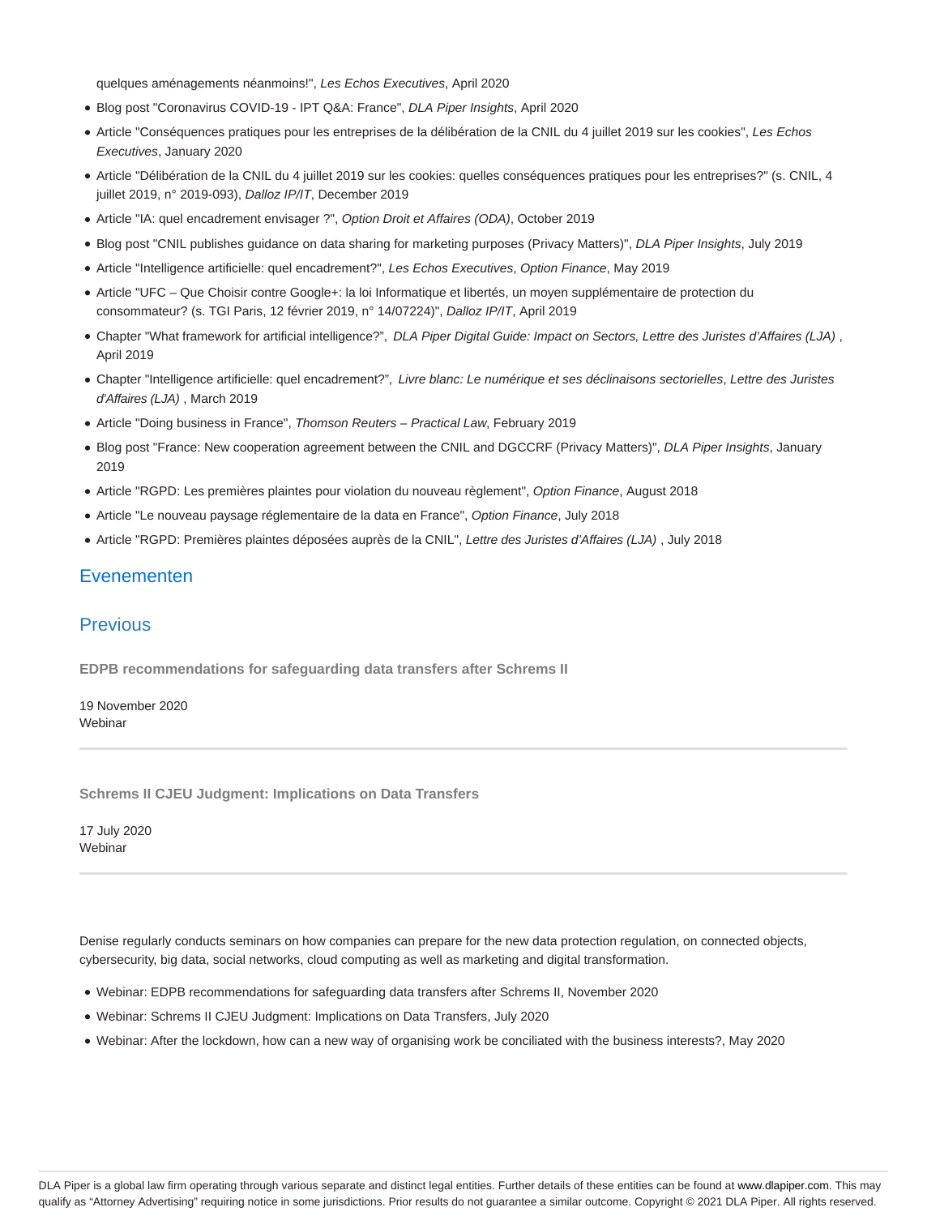quelques aménagements néanmoins!", *Les Echos Executives*, April 2020

- Blog post "Coronavirus COVID-19 - IPT Q&A: France", *DLA Piper Insights*, April 2020
- Article "Conséquences pratiques pour les entreprises de la délibération de la CNIL du 4 juillet 2019 sur les cookies", *Les Echos Executives*, January 2020
- Article "Délibération de la CNIL du 4 juillet 2019 sur les cookies: quelles conséquences pratiques pour les entreprises?" (s. CNIL, 4 juillet 2019, n° 2019-093), *Dalloz IP/IT*, December 2019
- Article "IA: quel encadrement envisager ?", *Option Droit et Affaires (ODA)*, October 2019
- Blog post "CNIL publishes guidance on data sharing for marketing purposes (Privacy Matters)", *DLA Piper Insights*, July 2019
- Article "Intelligence artificielle: quel encadrement?", *Les Echos Executives*, *Option Finance*, May 2019
- Article "UFC – Que Choisir contre Google+: la loi Informatique et libertés, un moyen supplémentaire de protection du consommateur? (s. TGI Paris, 12 février 2019, n° 14/07224)", *Dalloz IP/IT*, April 2019
- Chapter "What framework for artificial intelligence?", *DLA Piper Digital Guide: Impact on Sectors, Lettre des Juristes d'Affaires (LJA)* , April 2019
- Chapter "Intelligence artificielle: quel encadrement?", *Livre blanc: Le numérique et ses déclinaisons sectorielles*, *Lettre des Juristes d'Affaires (LJA)* , March 2019
- Article "Doing business in France", *Thomson Reuters – Practical Law*, February 2019
- Blog post "France: New cooperation agreement between the CNIL and DGCCRF (Privacy Matters)", *DLA Piper Insights*, January 2019
- Article "RGPD: Les premières plaintes pour violation du nouveau règlement", *Option Finance*, August 2018
- Article "Le nouveau paysage réglementaire de la data en France", *Option Finance*, July 2018
- Article "RGPD: Premières plaintes déposées auprès de la CNIL", *Lettre des Juristes d'Affaires (LJA)* , July 2018

## Evenementen

## Previous

**EDPB recommendations for safeguarding data transfers after Schrems II**

19 November 2020
Webinar

---

**Schrems II CJEU Judgment: Implications on Data Transfers**

17 July 2020
Webinar

---

Denise regularly conducts seminars on how companies can prepare for the new data protection regulation, on connected objects, cybersecurity, big data, social networks, cloud computing as well as marketing and digital transformation.

- Webinar: EDPB recommendations for safeguarding data transfers after Schrems II, November 2020
- Webinar: Schrems II CJEU Judgment: Implications on Data Transfers, July 2020
- Webinar: After the lockdown, how can a new way of organising work be conciliated with the business interests?, May 2020

DLA Piper is a global law firm operating through various separate and distinct legal entities. Further details of these entities can be found at www.dlapiper.com. This may qualify as "Attorney Advertising" requiring notice in some jurisdictions. Prior results do not guarantee a similar outcome. Copyright © 2021 DLA Piper. All rights reserved.